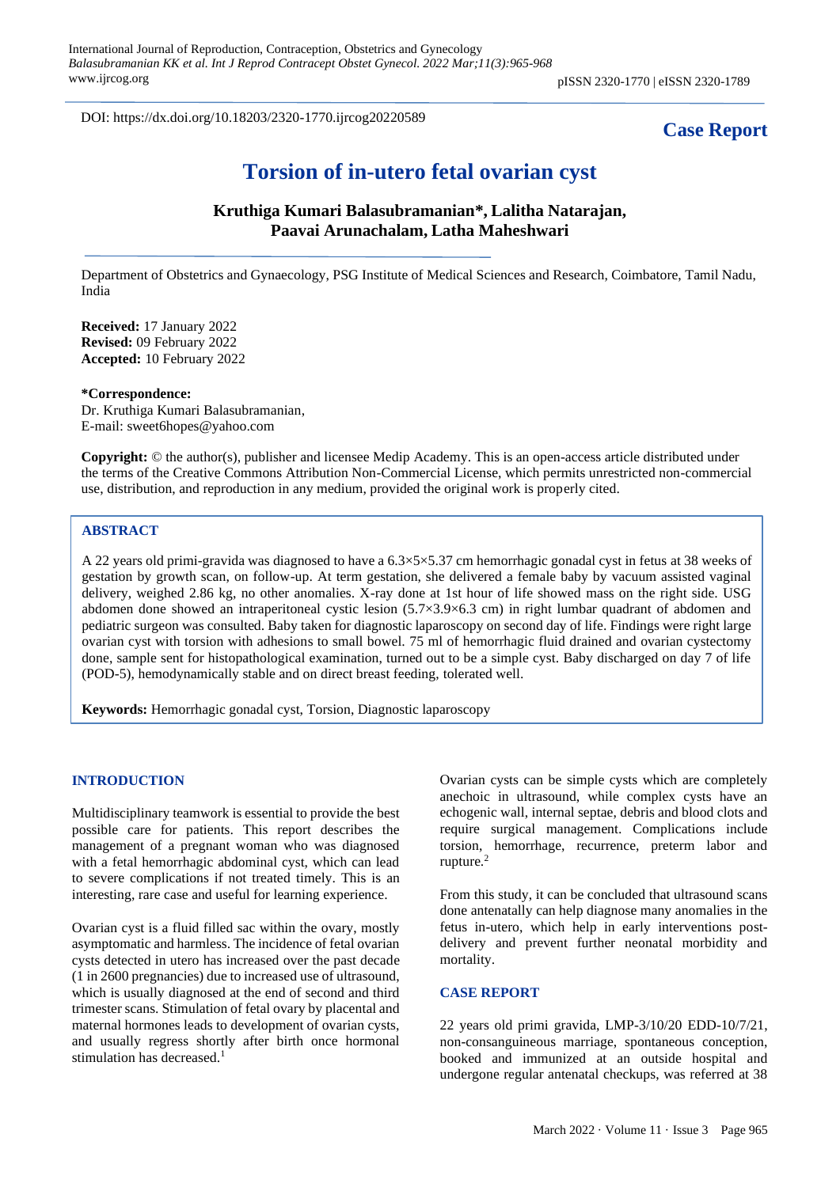DOI: https://dx.doi.org/10.18203/2320-1770.ijrcog20220589

**Case Report**

# Torsion of in-utero fetal ovarian cyst

**Kruthiga Kumari Balasubramanian*, Lalitha Natarajan, Paavai Arunachalam, Latha Maheshwari**

Department of Obstetrics and Gynaecology, PSG Institute of Medical Sciences and Research, Coimbatore, Tamil Nadu, India

**Received:** 17 January 2022
**Revised:** 09 February 2022
**Accepted:** 10 February 2022

***Correspondence:**
Dr. Kruthiga Kumari Balasubramanian,
E-mail: sweet6hopes@yahoo.com

**Copyright:** © the author(s), publisher and licensee Medip Academy. This is an open-access article distributed under the terms of the Creative Commons Attribution Non-Commercial License, which permits unrestricted non-commercial use, distribution, and reproduction in any medium, provided the original work is properly cited.

## ABSTRACT

A 22 years old primi-gravida was diagnosed to have a 6.3×5×5.37 cm hemorrhagic gonadal cyst in fetus at 38 weeks of gestation by growth scan, on follow-up. At term gestation, she delivered a female baby by vacuum assisted vaginal delivery, weighed 2.86 kg, no other anomalies. X-ray done at 1st hour of life showed mass on the right side. USG abdomen done showed an intraperitoneal cystic lesion (5.7×3.9×6.3 cm) in right lumbar quadrant of abdomen and pediatric surgeon was consulted. Baby taken for diagnostic laparoscopy on second day of life. Findings were right large ovarian cyst with torsion with adhesions to small bowel. 75 ml of hemorrhagic fluid drained and ovarian cystectomy done, sample sent for histopathological examination, turned out to be a simple cyst. Baby discharged on day 7 of life (POD-5), hemodynamically stable and on direct breast feeding, tolerated well.

**Keywords:** Hemorrhagic gonadal cyst, Torsion, Diagnostic laparoscopy

## INTRODUCTION

Multidisciplinary teamwork is essential to provide the best possible care for patients. This report describes the management of a pregnant woman who was diagnosed with a fetal hemorrhagic abdominal cyst, which can lead to severe complications if not treated timely. This is an interesting, rare case and useful for learning experience.

Ovarian cyst is a fluid filled sac within the ovary, mostly asymptomatic and harmless. The incidence of fetal ovarian cysts detected in utero has increased over the past decade (1 in 2600 pregnancies) due to increased use of ultrasound, which is usually diagnosed at the end of second and third trimester scans. Stimulation of fetal ovary by placental and maternal hormones leads to development of ovarian cysts, and usually regress shortly after birth once hormonal stimulation has decreased.[1]

Ovarian cysts can be simple cysts which are completely anechoic in ultrasound, while complex cysts have an echogenic wall, internal septae, debris and blood clots and require surgical management. Complications include torsion, hemorrhage, recurrence, preterm labor and rupture.[2]

From this study, it can be concluded that ultrasound scans done antenatally can help diagnose many anomalies in the fetus in-utero, which help in early interventions post-delivery and prevent further neonatal morbidity and mortality.

## CASE REPORT

22 years old primi gravida, LMP-3/10/20 EDD-10/7/21, non-consanguineous marriage, spontaneous conception, booked and immunized at an outside hospital and undergone regular antenatal checkups, was referred at 38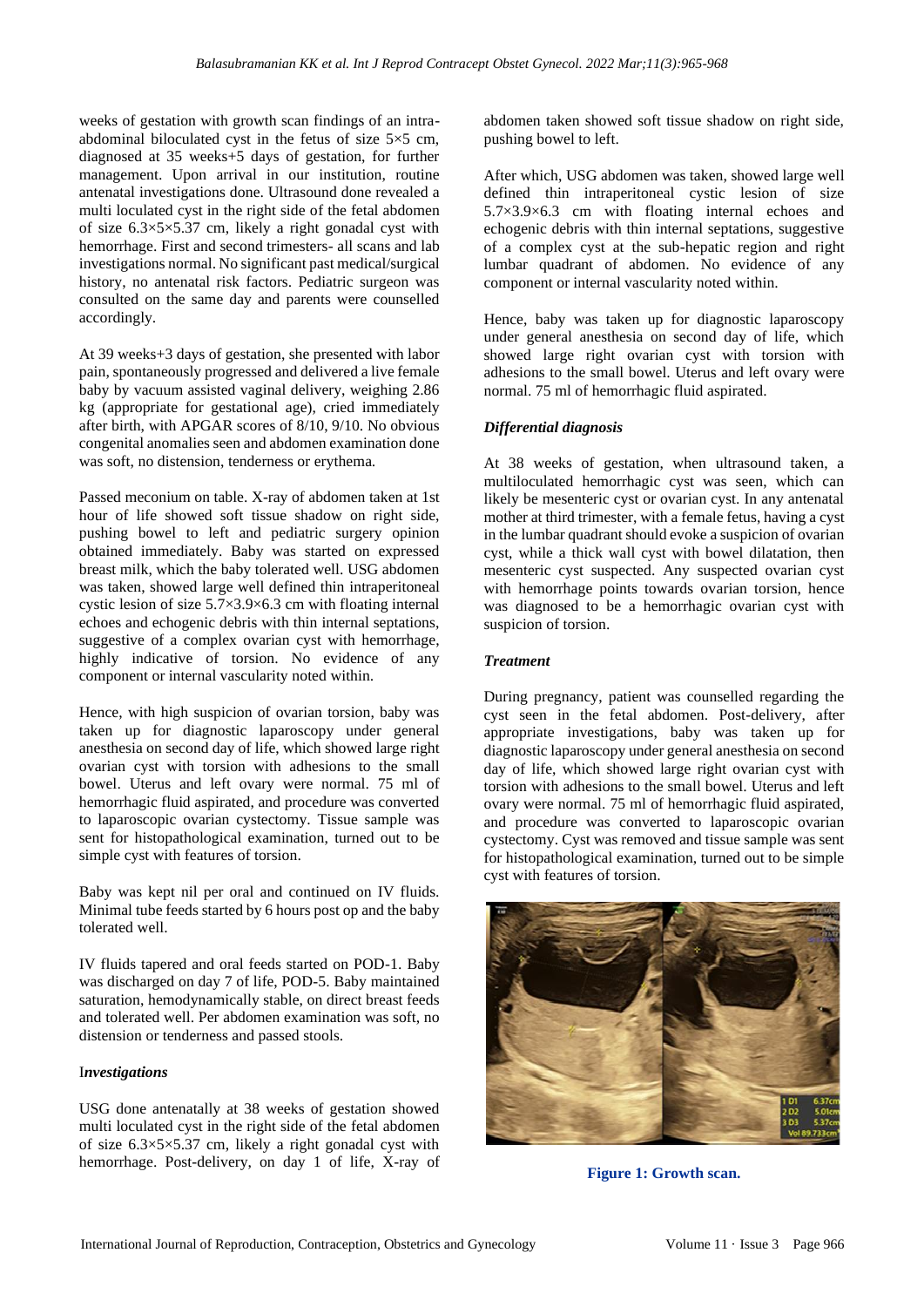weeks of gestation with growth scan findings of an intra-abdominal biloculated cyst in the fetus of size 5×5 cm, diagnosed at 35 weeks+5 days of gestation, for further management. Upon arrival in our institution, routine antenatal investigations done. Ultrasound done revealed a multi loculated cyst in the right side of the fetal abdomen of size 6.3×5×5.37 cm, likely a right gonadal cyst with hemorrhage. First and second trimesters- all scans and lab investigations normal. No significant past medical/surgical history, no antenatal risk factors. Pediatric surgeon was consulted on the same day and parents were counselled accordingly.

At 39 weeks+3 days of gestation, she presented with labor pain, spontaneously progressed and delivered a live female baby by vacuum assisted vaginal delivery, weighing 2.86 kg (appropriate for gestational age), cried immediately after birth, with APGAR scores of 8/10, 9/10. No obvious congenital anomalies seen and abdomen examination done was soft, no distension, tenderness or erythema.

Passed meconium on table. X-ray of abdomen taken at 1st hour of life showed soft tissue shadow on right side, pushing bowel to left and pediatric surgery opinion obtained immediately. Baby was started on expressed breast milk, which the baby tolerated well. USG abdomen was taken, showed large well defined thin intraperitoneal cystic lesion of size 5.7×3.9×6.3 cm with floating internal echoes and echogenic debris with thin internal septations, suggestive of a complex ovarian cyst with hemorrhage, highly indicative of torsion. No evidence of any component or internal vascularity noted within.

Hence, with high suspicion of ovarian torsion, baby was taken up for diagnostic laparoscopy under general anesthesia on second day of life, which showed large right ovarian cyst with torsion with adhesions to the small bowel. Uterus and left ovary were normal. 75 ml of hemorrhagic fluid aspirated, and procedure was converted to laparoscopic ovarian cystectomy. Tissue sample was sent for histopathological examination, turned out to be simple cyst with features of torsion.

Baby was kept nil per oral and continued on IV fluids. Minimal tube feeds started by 6 hours post op and the baby tolerated well.

IV fluids tapered and oral feeds started on POD-1. Baby was discharged on day 7 of life, POD-5. Baby maintained saturation, hemodynamically stable, on direct breast feeds and tolerated well. Per abdomen examination was soft, no distension or tenderness and passed stools.

### Investigations

USG done antenatally at 38 weeks of gestation showed multi loculated cyst in the right side of the fetal abdomen of size 6.3×5×5.37 cm, likely a right gonadal cyst with hemorrhage. Post-delivery, on day 1 of life, X-ray of abdomen taken showed soft tissue shadow on right side, pushing bowel to left.

After which, USG abdomen was taken, showed large well defined thin intraperitoneal cystic lesion of size 5.7×3.9×6.3 cm with floating internal echoes and echogenic debris with thin internal septations, suggestive of a complex cyst at the sub-hepatic region and right lumbar quadrant of abdomen. No evidence of any component or internal vascularity noted within.

Hence, baby was taken up for diagnostic laparoscopy under general anesthesia on second day of life, which showed large right ovarian cyst with torsion with adhesions to the small bowel. Uterus and left ovary were normal. 75 ml of hemorrhagic fluid aspirated.

### Differential diagnosis

At 38 weeks of gestation, when ultrasound taken, a multiloculated hemorrhagic cyst was seen, which can likely be mesenteric cyst or ovarian cyst. In any antenatal mother at third trimester, with a female fetus, having a cyst in the lumbar quadrant should evoke a suspicion of ovarian cyst, while a thick wall cyst with bowel dilatation, then mesenteric cyst suspected. Any suspected ovarian cyst with hemorrhage points towards ovarian torsion, hence was diagnosed to be a hemorrhagic ovarian cyst with suspicion of torsion.

### Treatment

During pregnancy, patient was counselled regarding the cyst seen in the fetal abdomen. Post-delivery, after appropriate investigations, baby was taken up for diagnostic laparoscopy under general anesthesia on second day of life, which showed large right ovarian cyst with torsion with adhesions to the small bowel. Uterus and left ovary were normal. 75 ml of hemorrhagic fluid aspirated, and procedure was converted to laparoscopic ovarian cystectomy. Cyst was removed and tissue sample was sent for histopathological examination, turned out to be simple cyst with features of torsion.

**Figure 1: Growth scan.**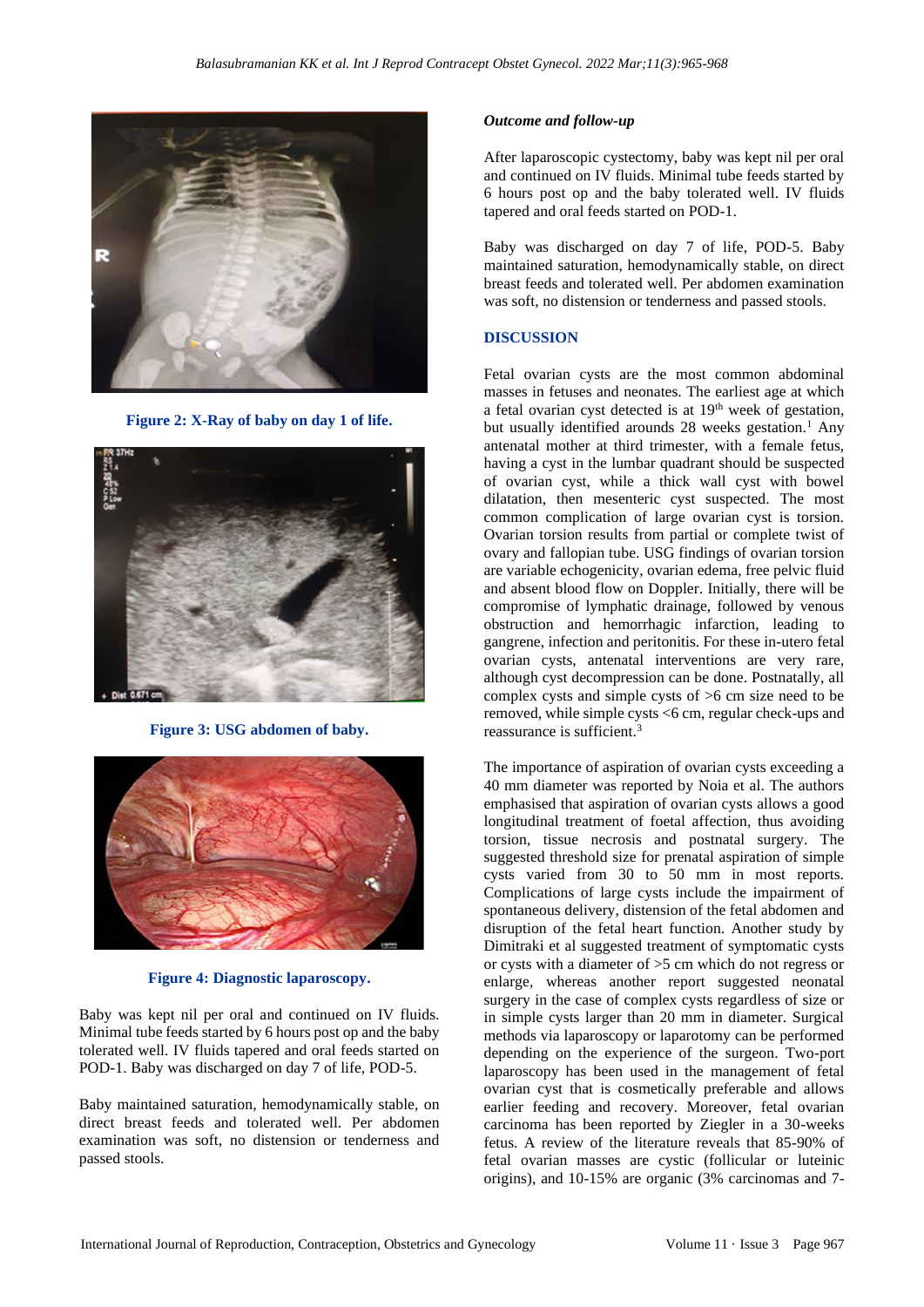Figure 2: X-Ray of baby on day 1 of life.

Figure 3: USG abdomen of baby.

Figure 4: Diagnostic laparoscopy.

Baby was kept nil per oral and continued on IV fluids. Minimal tube feeds started by 6 hours post op and the baby tolerated well. IV fluids tapered and oral feeds started on POD-1. Baby was discharged on day 7 of life, POD-5.

Baby maintained saturation, hemodynamically stable, on direct breast feeds and tolerated well. Per abdomen examination was soft, no distension or tenderness and passed stools.

### *Outcome and follow-up*

After laparoscopic cystectomy, baby was kept nil per oral and continued on IV fluids. Minimal tube feeds started by 6 hours post op and the baby tolerated well. IV fluids tapered and oral feeds started on POD-1.

Baby was discharged on day 7 of life, POD-5. Baby maintained saturation, hemodynamically stable, on direct breast feeds and tolerated well. Per abdomen examination was soft, no distension or tenderness and passed stools.

## DISCUSSION

Fetal ovarian cysts are the most common abdominal masses in fetuses and neonates. The earliest age at which a fetal ovarian cyst detected is at 19th week of gestation, but usually identified arounds 28 weeks gestation.[1] Any antenatal mother at third trimester, with a female fetus, having a cyst in the lumbar quadrant should be suspected of ovarian cyst, while a thick wall cyst with bowel dilatation, then mesenteric cyst suspected. The most common complication of large ovarian cyst is torsion. Ovarian torsion results from partial or complete twist of ovary and fallopian tube. USG findings of ovarian torsion are variable echogenicity, ovarian edema, free pelvic fluid and absent blood flow on Doppler. Initially, there will be compromise of lymphatic drainage, followed by venous obstruction and hemorrhagic infarction, leading to gangrene, infection and peritonitis. For these in-utero fetal ovarian cysts, antenatal interventions are very rare, although cyst decompression can be done. Postnatally, all complex cysts and simple cysts of >6 cm size need to be removed, while simple cysts <6 cm, regular check-ups and reassurance is sufficient.[3]

The importance of aspiration of ovarian cysts exceeding a 40 mm diameter was reported by Noia et al. The authors emphasised that aspiration of ovarian cysts allows a good longitudinal treatment of foetal affection, thus avoiding torsion, tissue necrosis and postnatal surgery. The suggested threshold size for prenatal aspiration of simple cysts varied from 30 to 50 mm in most reports. Complications of large cysts include the impairment of spontaneous delivery, distension of the fetal abdomen and disruption of the fetal heart function. Another study by Dimitraki et al suggested treatment of symptomatic cysts or cysts with a diameter of >5 cm which do not regress or enlarge, whereas another report suggested neonatal surgery in the case of complex cysts regardless of size or in simple cysts larger than 20 mm in diameter. Surgical methods via laparoscopy or laparotomy can be performed depending on the experience of the surgeon. Two-port laparoscopy has been used in the management of fetal ovarian cyst that is cosmetically preferable and allows earlier feeding and recovery. Moreover, fetal ovarian carcinoma has been reported by Ziegler in a 30-weeks fetus. A review of the literature reveals that 85-90% of fetal ovarian masses are cystic (follicular or luteinic origins), and 10-15% are organic (3% carcinomas and 7-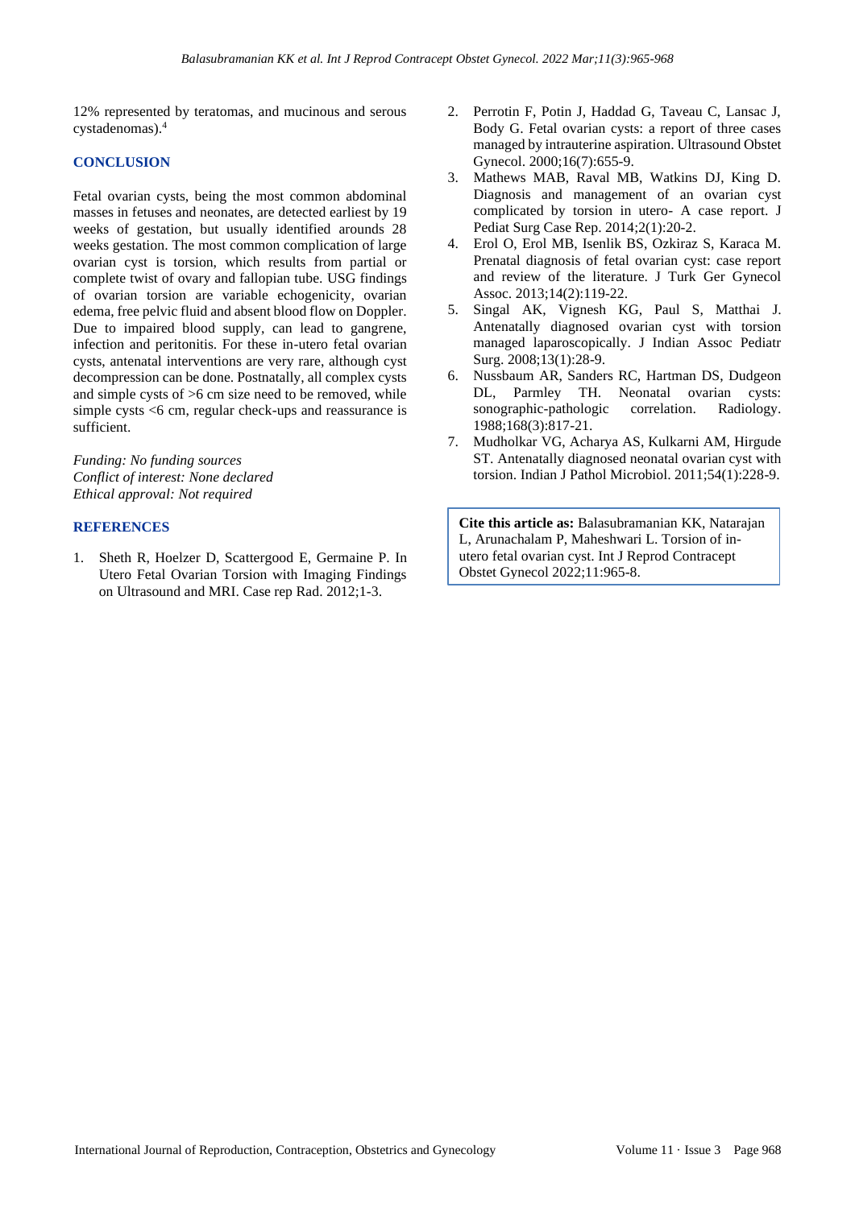12% represented by teratomas, and mucinous and serous cystadenomas).[4]

## CONCLUSION

Fetal ovarian cysts, being the most common abdominal masses in fetuses and neonates, are detected earliest by 19 weeks of gestation, but usually identified arounds 28 weeks gestation. The most common complication of large ovarian cyst is torsion, which results from partial or complete twist of ovary and fallopian tube. USG findings of ovarian torsion are variable echogenicity, ovarian edema, free pelvic fluid and absent blood flow on Doppler. Due to impaired blood supply, can lead to gangrene, infection and peritonitis. For these in-utero fetal ovarian cysts, antenatal interventions are very rare, although cyst decompression can be done. Postnatally, all complex cysts and simple cysts of >6 cm size need to be removed, while simple cysts <6 cm, regular check-ups and reassurance is sufficient.

*Funding: No funding sources*
*Conflict of interest: None declared*
*Ethical approval: Not required*

## REFERENCES

1. Sheth R, Hoelzer D, Scattergood E, Germaine P. In Utero Fetal Ovarian Torsion with Imaging Findings on Ultrasound and MRI. Case rep Rad. 2012;1-3.
2. Perrotin F, Potin J, Haddad G, Taveau C, Lansac J, Body G. Fetal ovarian cysts: a report of three cases managed by intrauterine aspiration. Ultrasound Obstet Gynecol. 2000;16(7):655-9.
3. Mathews MAB, Raval MB, Watkins DJ, King D. Diagnosis and management of an ovarian cyst complicated by torsion in utero- A case report. J Pediat Surg Case Rep. 2014;2(1):20-2.
4. Erol O, Erol MB, Isenlik BS, Ozkiraz S, Karaca M. Prenatal diagnosis of fetal ovarian cyst: case report and review of the literature. J Turk Ger Gynecol Assoc. 2013;14(2):119-22.
5. Singal AK, Vignesh KG, Paul S, Matthai J. Antenatally diagnosed ovarian cyst with torsion managed laparoscopically. J Indian Assoc Pediatr Surg. 2008;13(1):28-9.
6. Nussbaum AR, Sanders RC, Hartman DS, Dudgeon DL, Parmley TH. Neonatal ovarian cysts: sonographic-pathologic correlation. Radiology. 1988;168(3):817-21.
7. Mudholkar VG, Acharya AS, Kulkarni AM, Hirgude ST. Antenatally diagnosed neonatal ovarian cyst with torsion. Indian J Pathol Microbiol. 2011;54(1):228-9.

**Cite this article as:** Balasubramanian KK, Natarajan L, Arunachalam P, Maheshwari L. Torsion of in-utero fetal ovarian cyst. Int J Reprod Contracept Obstet Gynecol 2022;11:965-8.